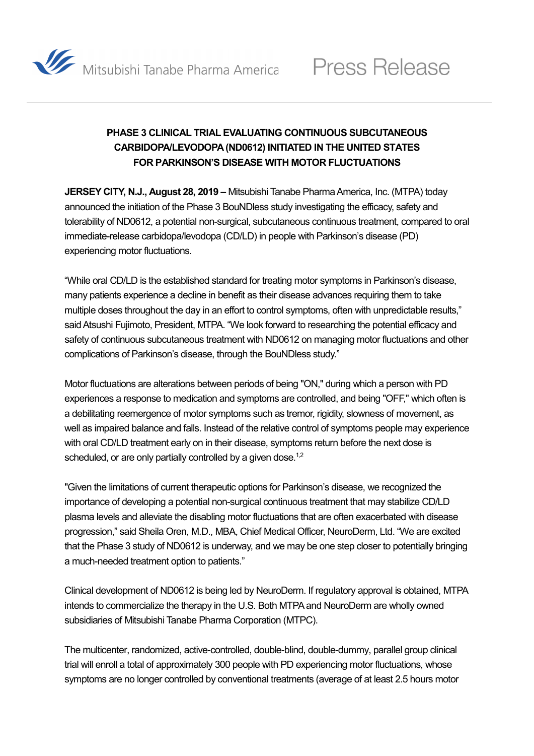Mitsubishi Tanabe Pharma America

Press Release

# PHASE 3 CLINICAL TRIAL EVALUATING CONTINUOUS SUBCUTANEOUS CARBIDOPA/LEVODOPA (ND0612) INITIATED IN THE UNITED STATES FOR PARKINSON'S DISEASE WITH MOTOR FLUCTUATIONS

**JERSEY CITY, N.J., August 28, 2019 –** Mitsubishi Tanabe Pharma America, Inc. (MTPA) today announced the initiation of the Phase 3 BouNDless study investigating the efficacy, safety and tolerability of ND0612, a potential non-surgical, subcutaneous continuous treatment, compared to oral immediate-release carbidopa/levodopa (CD/LD) in people with Parkinson's disease (PD) experiencing motor fluctuations.

"While oral CD/LD is the established standard for treating motor symptoms in Parkinson's disease, many patients experience a decline in benefit as their disease advances requiring them to take multiple doses throughout the day in an effort to control symptoms, often with unpredictable results," said Atsushi Fujimoto, President, MTPA. "We look forward to researching the potential efficacy and safety of continuous subcutaneous treatment with ND0612 on managing motor fluctuations and other complications of Parkinson's disease, through the BouNDless study."

Motor fluctuations are alterations between periods of being "ON," during which a person with PD experiences a response to medication and symptoms are controlled, and being "OFF," which often is a debilitating reemergence of motor symptoms such as tremor, rigidity, slowness of movement, as well as impaired balance and falls. Instead of the relative control of symptoms people may experience with oral CD/LD treatment early on in their disease, symptoms return before the next dose is scheduled, or are only partially controlled by a given dose.[1,2]

"Given the limitations of current therapeutic options for Parkinson's disease, we recognized the importance of developing a potential non-surgical continuous treatment that may stabilize CD/LD plasma levels and alleviate the disabling motor fluctuations that are often exacerbated with disease progression," said Sheila Oren, M.D., MBA, Chief Medical Officer, NeuroDerm, Ltd. "We are excited that the Phase 3 study of ND0612 is underway, and we may be one step closer to potentially bringing a much-needed treatment option to patients."

Clinical development of ND0612 is being led by NeuroDerm. If regulatory approval is obtained, MTPA intends to commercialize the therapy in the U.S. Both MTPA and NeuroDerm are wholly owned subsidiaries of Mitsubishi Tanabe Pharma Corporation (MTPC).

The multicenter, randomized, active-controlled, double-blind, double-dummy, parallel group clinical trial will enroll a total of approximately 300 people with PD experiencing motor fluctuations, whose symptoms are no longer controlled by conventional treatments (average of at least 2.5 hours motor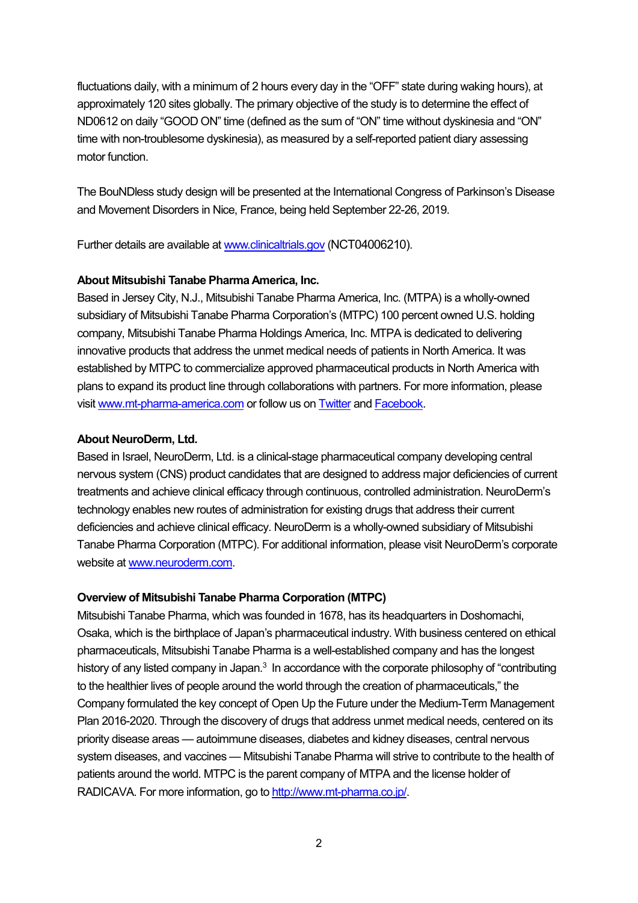fluctuations daily, with a minimum of 2 hours every day in the "OFF" state during waking hours), at approximately 120 sites globally. The primary objective of the study is to determine the effect of ND0612 on daily "GOOD ON" time (defined as the sum of "ON" time without dyskinesia and "ON" time with non-troublesome dyskinesia), as measured by a self-reported patient diary assessing motor function.

The BouNDless study design will be presented at the International Congress of Parkinson's Disease and Movement Disorders in Nice, France, being held September 22-26, 2019.

Further details are available at [www.clinicaltrials.gov](www.clinicaltrials.gov) (NCT04006210).

**About Mitsubishi Tanabe Pharma America, Inc.**

Based in Jersey City, N.J., Mitsubishi Tanabe Pharma America, Inc. (MTPA) is a wholly-owned subsidiary of Mitsubishi Tanabe Pharma Corporation's (MTPC) 100 percent owned U.S. holding company, Mitsubishi Tanabe Pharma Holdings America, Inc. MTPA is dedicated to delivering innovative products that address the unmet medical needs of patients in North America. It was established by MTPC to commercialize approved pharmaceutical products in North America with plans to expand its product line through collaborations with partners. For more information, please visit [www.mt-pharma-america.com](www.mt-pharma-america.com) or follow us on Twitter and Facebook.

**About NeuroDerm, Ltd.**

Based in Israel, NeuroDerm, Ltd. is a clinical-stage pharmaceutical company developing central nervous system (CNS) product candidates that are designed to address major deficiencies of current treatments and achieve clinical efficacy through continuous, controlled administration. NeuroDerm's technology enables new routes of administration for existing drugs that address their current deficiencies and achieve clinical efficacy. NeuroDerm is a wholly-owned subsidiary of Mitsubishi Tanabe Pharma Corporation (MTPC). For additional information, please visit NeuroDerm's corporate website at [www.neuroderm.com](www.neuroderm.com).

**Overview of Mitsubishi Tanabe Pharma Corporation (MTPC)**

Mitsubishi Tanabe Pharma, which was founded in 1678, has its headquarters in Doshomachi, Osaka, which is the birthplace of Japan's pharmaceutical industry. With business centered on ethical pharmaceuticals, Mitsubishi Tanabe Pharma is a well-established company and has the longest history of any listed company in Japan.[3] In accordance with the corporate philosophy of "contributing to the healthier lives of people around the world through the creation of pharmaceuticals," the Company formulated the key concept of Open Up the Future under the Medium-Term Management Plan 2016-2020. Through the discovery of drugs that address unmet medical needs, centered on its priority disease areas — autoimmune diseases, diabetes and kidney diseases, central nervous system diseases, and vaccines — Mitsubishi Tanabe Pharma will strive to contribute to the health of patients around the world. MTPC is the parent company of MTPA and the license holder of RADICAVA. For more information, go to [http://www.mt-pharma.co.jp/](http://www.mt-pharma.co.jp/).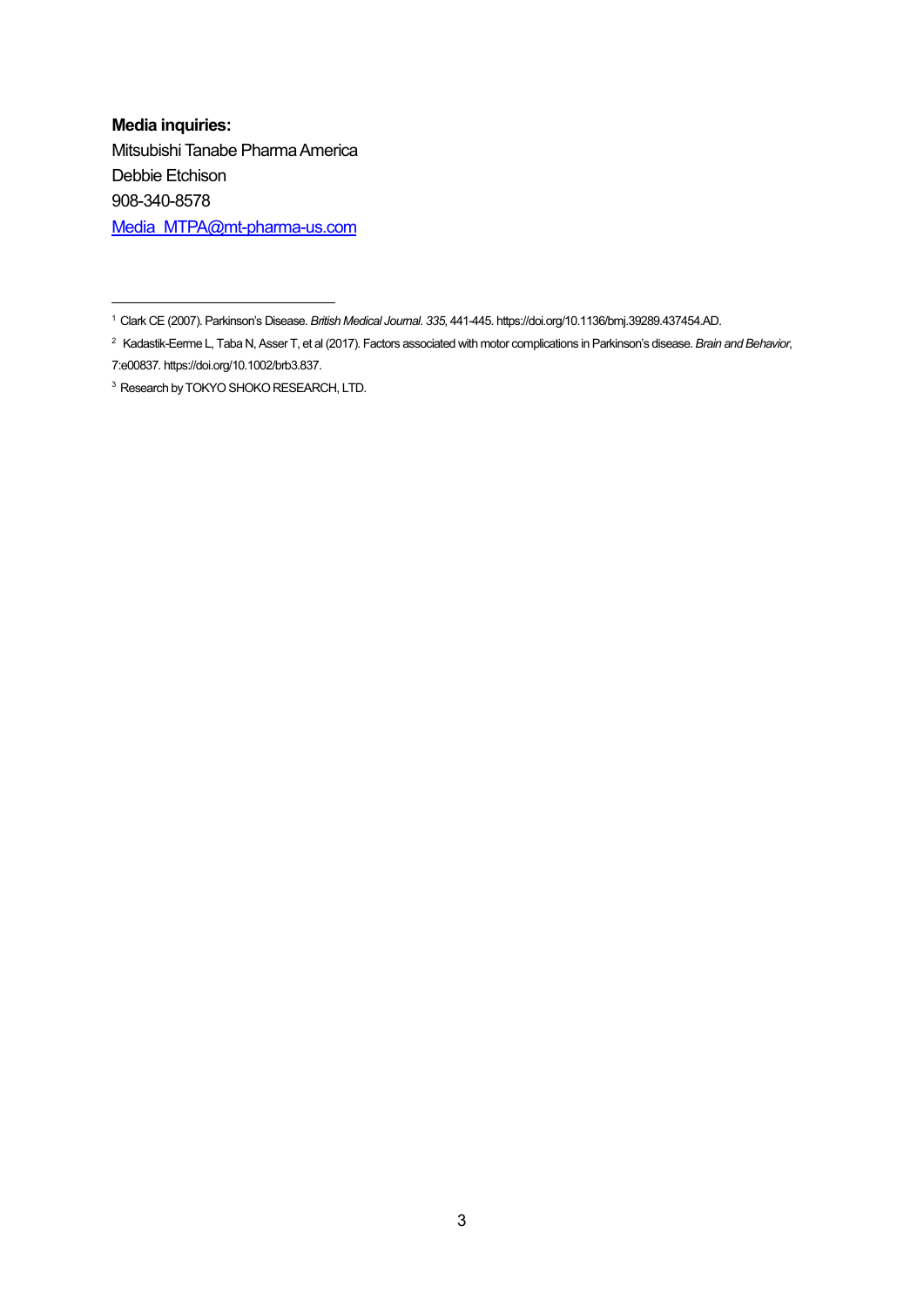**Media inquiries:**

Mitsubishi Tanabe Pharma America
Debbie Etchison
908-340-8578
Media_MTPA@mt-pharma-us.com

---

[1] Clark CE (2007). Parkinson's Disease. *British Medical Journal*. *335*, 441-445. https://doi.org/10.1136/bmj.39289.437454.AD.

[2] Kadastik-Eerme L, Taba N, Asser T, et al (2017). Factors associated with motor complications in Parkinson's disease. *Brain and Behavior*, 7:e00837. https://doi.org/10.1002/brb3.837.

[3] Research by TOKYO SHOKO RESEARCH, LTD.